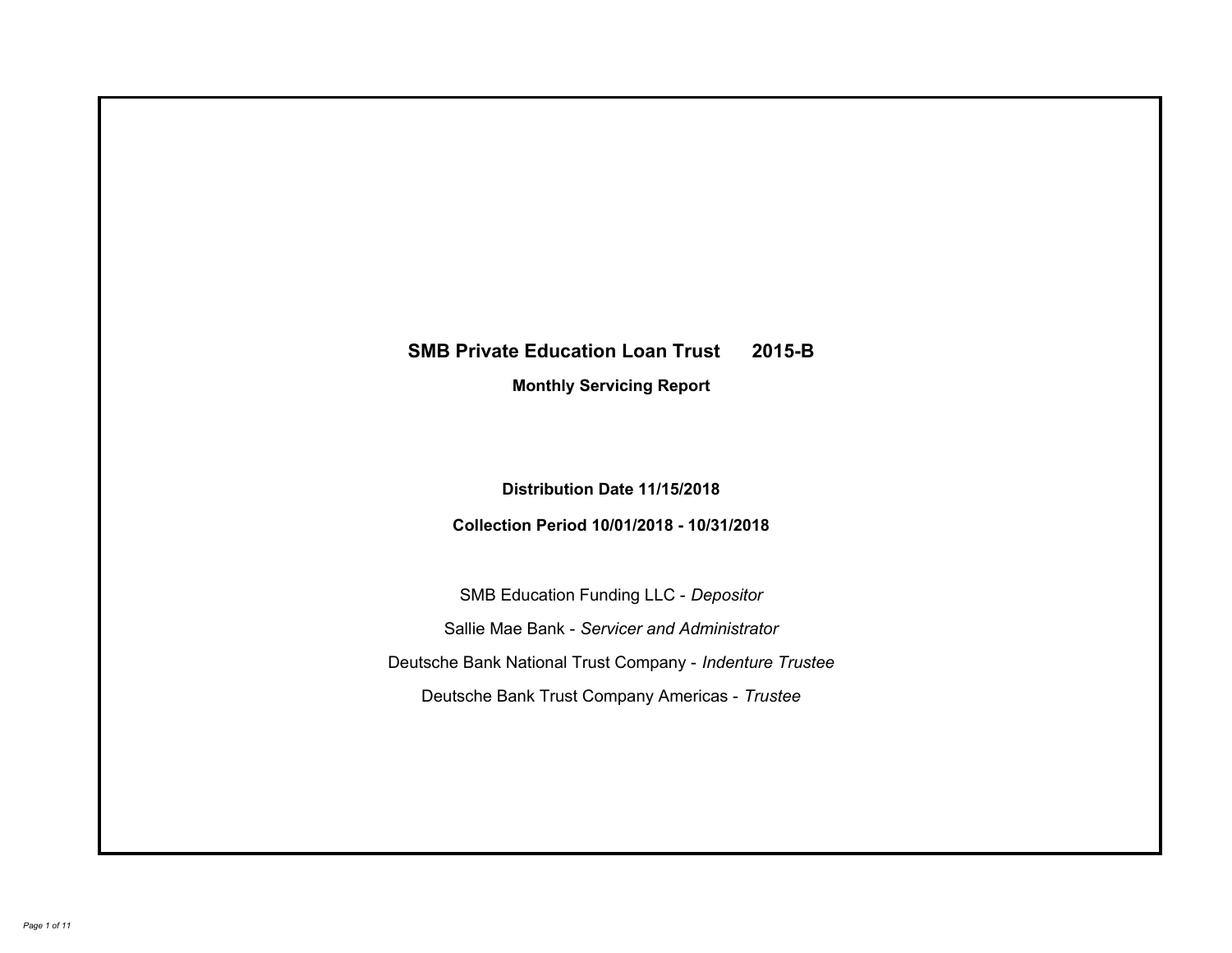# SMB Private Education Loan Trust 2015-B

## Monthly Servicing Report

**Distribution Date 11/15/2018**

**Collection Period 10/01/2018 - 10/31/2018**

SMB Education Funding LLC - *Depositor*

Sallie Mae Bank - *Servicer and Administrator*

Deutsche Bank National Trust Company - *Indenture Trustee*

Deutsche Bank Trust Company Americas - *Trustee*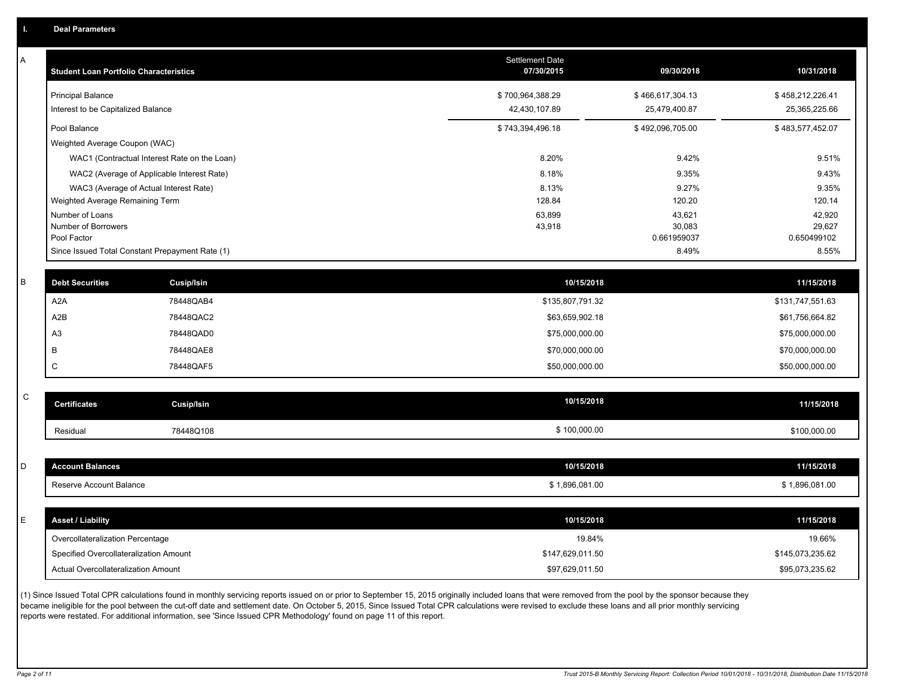## I. Deal Parameters

### A

| Student Loan Portfolio Characteristics | Settlement Date 07/30/2015 | 09/30/2018 | 10/31/2018 |
|---|---|---|---|
| Principal Balance | $ 700,964,388.29 | $ 466,617,304.13 | $ 458,212,226.41 |
| Interest to be Capitalized Balance | 42,430,107.89 | 25,479,400.87 | 25,365,225.66 |
| Pool Balance | $ 743,394,496.18 | $ 492,096,705.00 | $ 483,577,452.07 |
| Weighted Average Coupon (WAC) | | | |
| WAC1 (Contractual Interest Rate on the Loan) | 8.20% | 9.42% | 9.51% |
| WAC2 (Average of Applicable Interest Rate) | 8.18% | 9.35% | 9.43% |
| WAC3 (Average of Actual Interest Rate) | 8.13% | 9.27% | 9.35% |
| Weighted Average Remaining Term | 128.84 | 120.20 | 120.14 |
| Number of Loans | 63,899 | 43,621 | 42,920 |
| Number of Borrowers | 43,918 | 30,083 | 29,627 |
| Pool Factor | | 0.661959037 | 0.650499102 |
| Since Issued Total Constant Prepayment Rate (1) | | 8.49% | 8.55% |

### B

| Debt Securities | Cusip/Isin | 10/15/2018 | 11/15/2018 |
|---|---|---|---|
| A2A | 78448QAB4 | $135,807,791.32 | $131,747,551.63 |
| A2B | 78448QAC2 | $63,659,902.18 | $61,756,664.82 |
| A3 | 78448QAD0 | $75,000,000.00 | $75,000,000.00 |
| B | 78448QAE8 | $70,000,000.00 | $70,000,000.00 |
| C | 78448QAF5 | $50,000,000.00 | $50,000,000.00 |

### C

| Certificates | Cusip/Isin | 10/15/2018 | 11/15/2018 |
|---|---|---|---|
| Residual | 78448Q108 | $ 100,000.00 | $100,000.00 |

### D

| Account Balances | 10/15/2018 | 11/15/2018 |
|---|---|---|
| Reserve Account Balance | $ 1,896,081.00 | $ 1,896,081.00 |

### E

| Asset / Liability | 10/15/2018 | 11/15/2018 |
|---|---|---|
| Overcollateralization Percentage | 19.84% | 19.66% |
| Specified Overcollateralization Amount | $147,629,011.50 | $145,073,235.62 |
| Actual Overcollateralization Amount | $97,629,011.50 | $95,073,235.62 |

(1) Since Issued Total CPR calculations found in monthly servicing reports issued on or prior to September 15, 2015 originally included loans that were removed from the pool by the sponsor because they became ineligible for the pool between the cut-off date and settlement date. On October 5, 2015, Since Issued Total CPR calculations were revised to exclude these loans and all prior monthly servicing reports were restated. For additional information, see 'Since Issued CPR Methodology' found on page 11 of this report.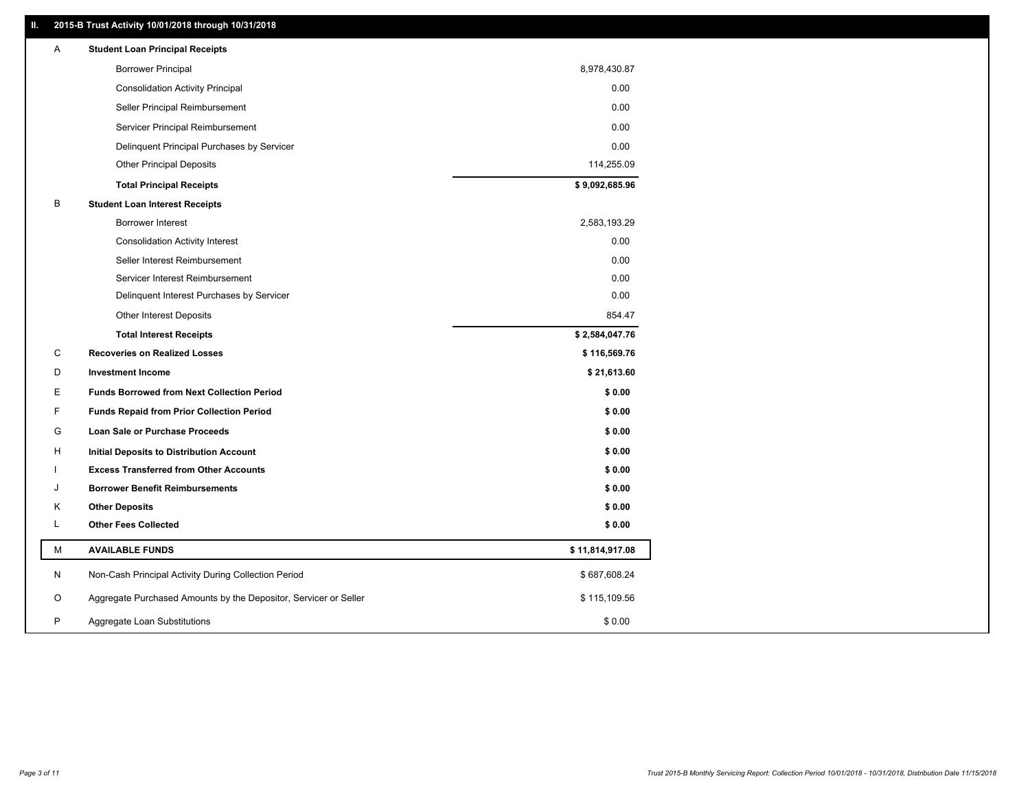## II. 2015-B Trust Activity 10/01/2018 through 10/31/2018

| | | |
|---|---|---|
| A | **Student Loan Principal Receipts** | |
| | Borrower Principal | 8,978,430.87 |
| | Consolidation Activity Principal | 0.00 |
| | Seller Principal Reimbursement | 0.00 |
| | Servicer Principal Reimbursement | 0.00 |
| | Delinquent Principal Purchases by Servicer | 0.00 |
| | Other Principal Deposits | 114,255.09 |
| | **Total Principal Receipts** | **$ 9,092,685.96** |
| B | **Student Loan Interest Receipts** | |
| | Borrower Interest | 2,583,193.29 |
| | Consolidation Activity Interest | 0.00 |
| | Seller Interest Reimbursement | 0.00 |
| | Servicer Interest Reimbursement | 0.00 |
| | Delinquent Interest Purchases by Servicer | 0.00 |
| | Other Interest Deposits | 854.47 |
| | **Total Interest Receipts** | **$ 2,584,047.76** |
| C | **Recoveries on Realized Losses** | **$ 116,569.76** |
| D | **Investment Income** | **$ 21,613.60** |
| E | **Funds Borrowed from Next Collection Period** | **$ 0.00** |
| F | **Funds Repaid from Prior Collection Period** | **$ 0.00** |
| G | **Loan Sale or Purchase Proceeds** | **$ 0.00** |
| H | **Initial Deposits to Distribution Account** | **$ 0.00** |
| I | **Excess Transferred from Other Accounts** | **$ 0.00** |
| J | **Borrower Benefit Reimbursements** | **$ 0.00** |
| K | **Other Deposits** | **$ 0.00** |
| L | **Other Fees Collected** | **$ 0.00** |
| M | **AVAILABLE FUNDS** | **$ 11,814,917.08** |
| N | Non-Cash Principal Activity During Collection Period | $ 687,608.24 |
| O | Aggregate Purchased Amounts by the Depositor, Servicer or Seller | $ 115,109.56 |
| P | Aggregate Loan Substitutions | $ 0.00 |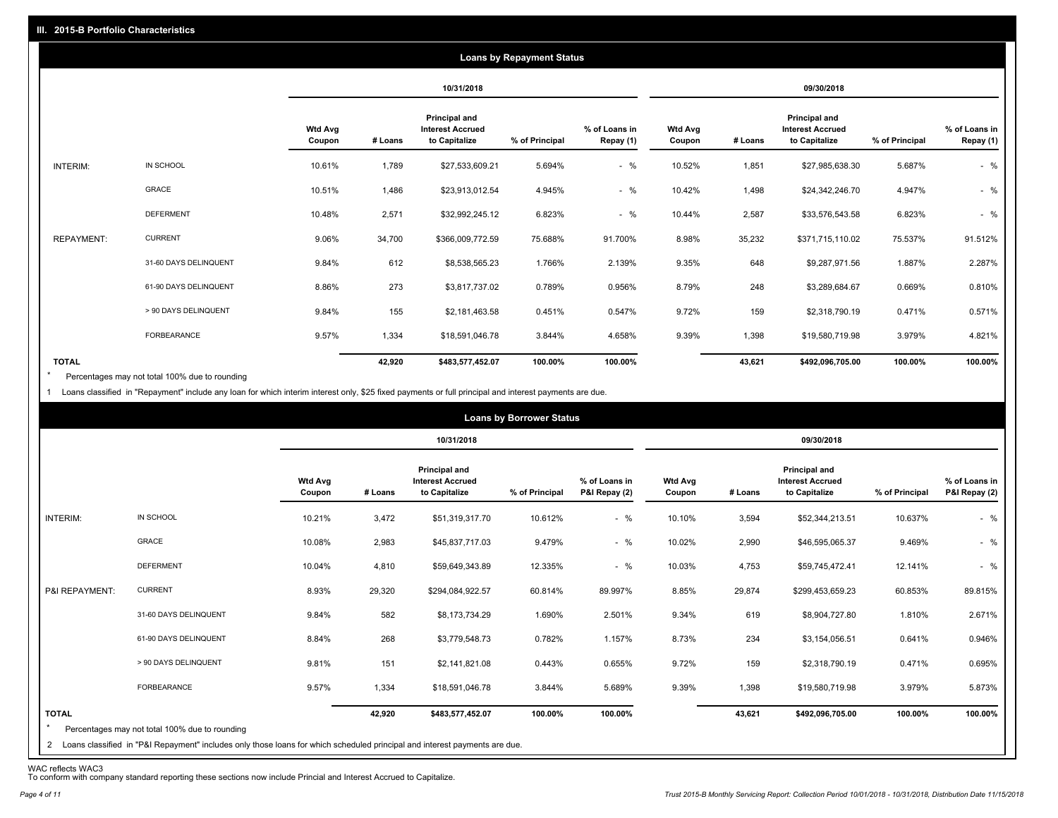## III. 2015-B Portfolio Characteristics

### Loans by Repayment Status

| | | 10/31/2018 | | | | | 09/30/2018 | | | | |
|---|---|---|---|---|---|---|---|---|---|---|---|
| | | Wtd Avg Coupon | # Loans | Principal and Interest Accrued to Capitalize | % of Principal | % of Loans in Repay (1) | Wtd Avg Coupon | # Loans | Principal and Interest Accrued to Capitalize | % of Principal | % of Loans in Repay (1) |
| INTERIM: | IN SCHOOL | 10.61% | 1,789 | $27,533,609.21 | 5.694% | - % | 10.52% | 1,851 | $27,985,638.30 | 5.687% | - % |
| | GRACE | 10.51% | 1,486 | $23,913,012.54 | 4.945% | - % | 10.42% | 1,498 | $24,342,246.70 | 4.947% | - % |
| | DEFERMENT | 10.48% | 2,571 | $32,992,245.12 | 6.823% | - % | 10.44% | 2,587 | $33,576,543.58 | 6.823% | - % |
| REPAYMENT: | CURRENT | 9.06% | 34,700 | $366,009,772.59 | 75.688% | 91.700% | 8.98% | 35,232 | $371,715,110.02 | 75.537% | 91.512% |
| | 31-60 DAYS DELINQUENT | 9.84% | 612 | $8,538,565.23 | 1.766% | 2.139% | 9.35% | 648 | $9,287,971.56 | 1.887% | 2.287% |
| | 61-90 DAYS DELINQUENT | 8.86% | 273 | $3,817,737.02 | 0.789% | 0.956% | 8.79% | 248 | $3,289,684.67 | 0.669% | 0.810% |
| | > 90 DAYS DELINQUENT | 9.84% | 155 | $2,181,463.58 | 0.451% | 0.547% | 9.72% | 159 | $2,318,790.19 | 0.471% | 0.571% |
| | FORBEARANCE | 9.57% | 1,334 | $18,591,046.78 | 3.844% | 4.658% | 9.39% | 1,398 | $19,580,719.98 | 3.979% | 4.821% |
| TOTAL | | | 42,920 | $483,577,452.07 | 100.00% | 100.00% | | 43,621 | $492,096,705.00 | 100.00% | 100.00% |

* Percentages may not total 100% due to rounding

1 Loans classified in "Repayment" include any loan for which interim interest only, $25 fixed payments or full principal and interest payments are due.

### Loans by Borrower Status

| | | 10/31/2018 | | | | | 09/30/2018 | | | | |
|---|---|---|---|---|---|---|---|---|---|---|---|
| | | Wtd Avg Coupon | # Loans | Principal and Interest Accrued to Capitalize | % of Principal | % of Loans in P&I Repay (2) | Wtd Avg Coupon | # Loans | Principal and Interest Accrued to Capitalize | % of Principal | % of Loans in P&I Repay (2) |
| INTERIM: | IN SCHOOL | 10.21% | 3,472 | $51,319,317.70 | 10.612% | - % | 10.10% | 3,594 | $52,344,213.51 | 10.637% | - % |
| | GRACE | 10.08% | 2,983 | $45,837,717.03 | 9.479% | - % | 10.02% | 2,990 | $46,595,065.37 | 9.469% | - % |
| | DEFERMENT | 10.04% | 4,810 | $59,649,343.89 | 12.335% | - % | 10.03% | 4,753 | $59,745,472.41 | 12.141% | - % |
| P&I REPAYMENT: | CURRENT | 8.93% | 29,320 | $294,084,922.57 | 60.814% | 89.997% | 8.85% | 29,874 | $299,453,659.23 | 60.853% | 89.815% |
| | 31-60 DAYS DELINQUENT | 9.84% | 582 | $8,173,734.29 | 1.690% | 2.501% | 9.34% | 619 | $8,904,727.80 | 1.810% | 2.671% |
| | 61-90 DAYS DELINQUENT | 8.84% | 268 | $3,779,548.73 | 0.782% | 1.157% | 8.73% | 234 | $3,154,056.51 | 0.641% | 0.946% |
| | > 90 DAYS DELINQUENT | 9.81% | 151 | $2,141,821.08 | 0.443% | 0.655% | 9.72% | 159 | $2,318,790.19 | 0.471% | 0.695% |
| | FORBEARANCE | 9.57% | 1,334 | $18,591,046.78 | 3.844% | 5.689% | 9.39% | 1,398 | $19,580,719.98 | 3.979% | 5.873% |
| TOTAL | | | 42,920 | $483,577,452.07 | 100.00% | 100.00% | | 43,621 | $492,096,705.00 | 100.00% | 100.00% |

* Percentages may not total 100% due to rounding

2 Loans classified in "P&I Repayment" includes only those loans for which scheduled principal and interest payments are due.

WAC reflects WAC3

To conform with company standard reporting these sections now include Princial and Interest Accrued to Capitalize.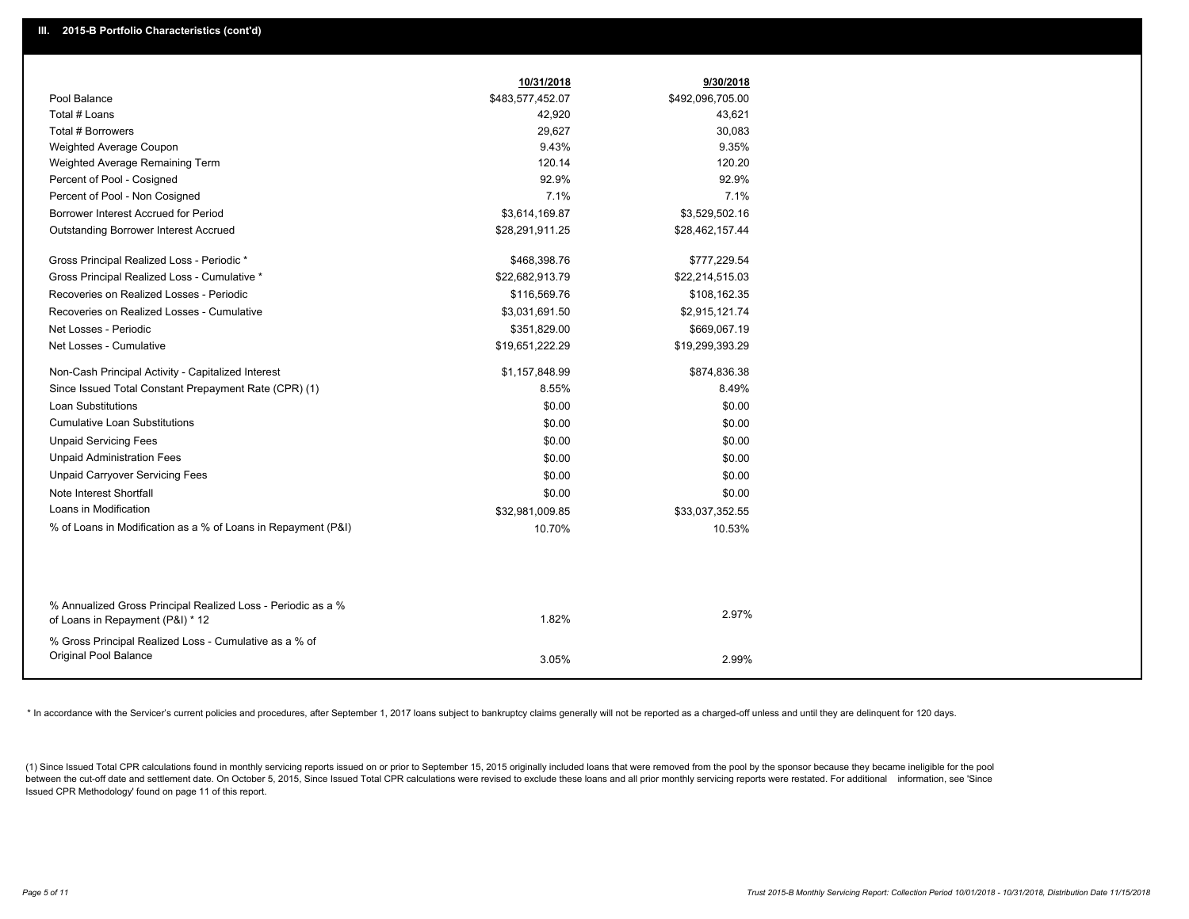## III. 2015-B Portfolio Characteristics (cont'd)

| | 10/31/2018 | 9/30/2018 |
|---|---|---|
| Pool Balance | $483,577,452.07 | $492,096,705.00 |
| Total # Loans | 42,920 | 43,621 |
| Total # Borrowers | 29,627 | 30,083 |
| Weighted Average Coupon | 9.43% | 9.35% |
| Weighted Average Remaining Term | 120.14 | 120.20 |
| Percent of Pool - Cosigned | 92.9% | 92.9% |
| Percent of Pool - Non Cosigned | 7.1% | 7.1% |
| Borrower Interest Accrued for Period | $3,614,169.87 | $3,529,502.16 |
| Outstanding Borrower Interest Accrued | $28,291,911.25 | $28,462,157.44 |
| Gross Principal Realized Loss - Periodic * | $468,398.76 | $777,229.54 |
| Gross Principal Realized Loss - Cumulative * | $22,682,913.79 | $22,214,515.03 |
| Recoveries on Realized Losses - Periodic | $116,569.76 | $108,162.35 |
| Recoveries on Realized Losses - Cumulative | $3,031,691.50 | $2,915,121.74 |
| Net Losses - Periodic | $351,829.00 | $669,067.19 |
| Net Losses - Cumulative | $19,651,222.29 | $19,299,393.29 |
| Non-Cash Principal Activity - Capitalized Interest | $1,157,848.99 | $874,836.38 |
| Since Issued Total Constant Prepayment Rate (CPR) (1) | 8.55% | 8.49% |
| Loan Substitutions | $0.00 | $0.00 |
| Cumulative Loan Substitutions | $0.00 | $0.00 |
| Unpaid Servicing Fees | $0.00 | $0.00 |
| Unpaid Administration Fees | $0.00 | $0.00 |
| Unpaid Carryover Servicing Fees | $0.00 | $0.00 |
| Note Interest Shortfall | $0.00 | $0.00 |
| Loans in Modification | $32,981,009.85 | $33,037,352.55 |
| % of Loans in Modification as a % of Loans in Repayment (P&I) | 10.70% | 10.53% |
| % Annualized Gross Principal Realized Loss - Periodic as a % of Loans in Repayment (P&I) * 12 | 1.82% | 2.97% |
| % Gross Principal Realized Loss - Cumulative as a % of Original Pool Balance | 3.05% | 2.99% |

* In accordance with the Servicer's current policies and procedures, after September 1, 2017 loans subject to bankruptcy claims generally will not be reported as a charged-off unless and until they are delinquent for 120 days.

(1) Since Issued Total CPR calculations found in monthly servicing reports issued on or prior to September 15, 2015 originally included loans that were removed from the pool by the sponsor because they became ineligible for the pool between the cut-off date and settlement date. On October 5, 2015, Since Issued Total CPR calculations were revised to exclude these loans and all prior monthly servicing reports were restated. For additional information, see 'Since Issued CPR Methodology' found on page 11 of this report.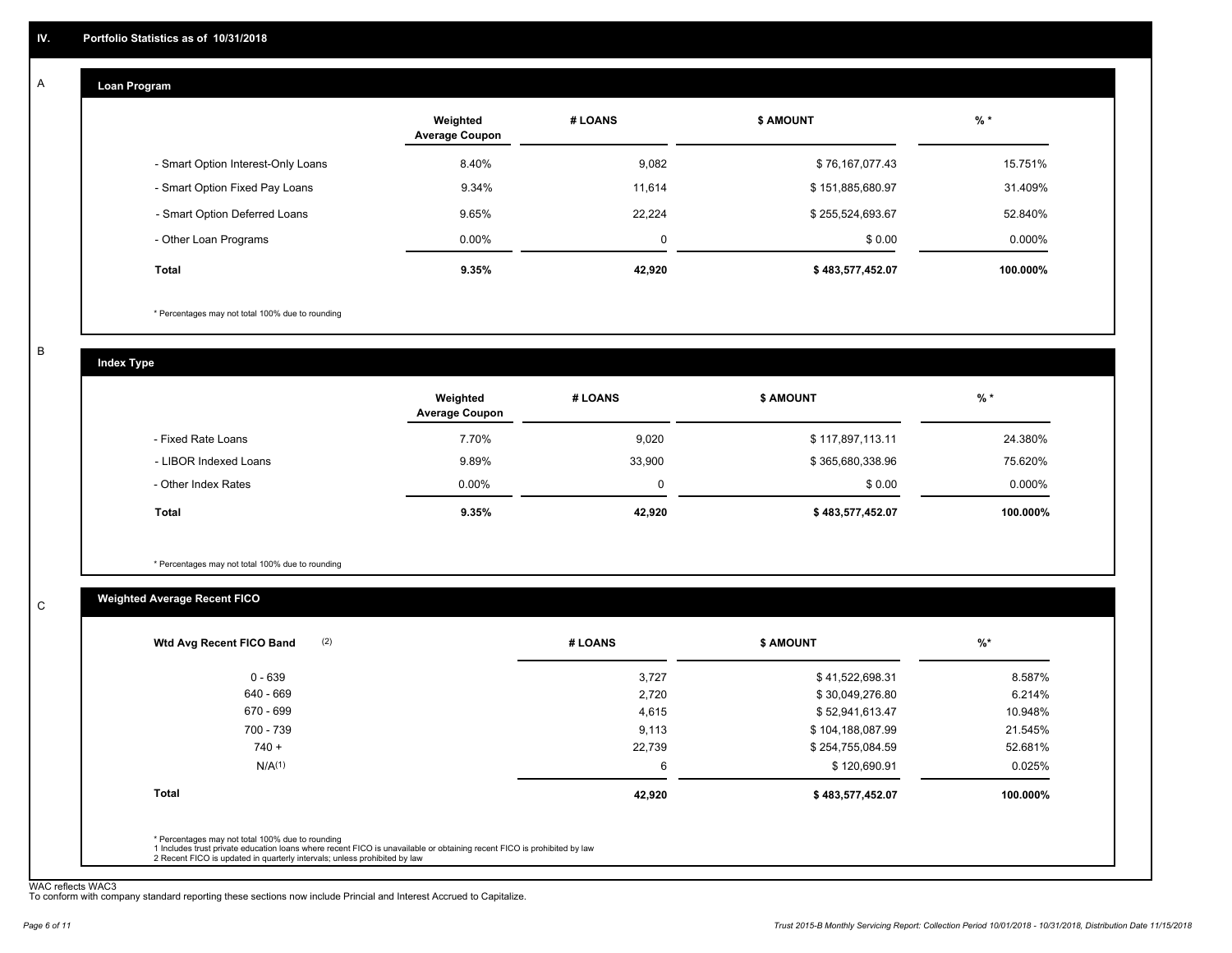## IV. Portfolio Statistics as of 10/31/2018

### A Loan Program

| | Weighted Average Coupon | # LOANS | $ AMOUNT | % * |
|---|---|---|---|---|
| - Smart Option Interest-Only Loans | 8.40% | 9,082 | $ 76,167,077.43 | 15.751% |
| - Smart Option Fixed Pay Loans | 9.34% | 11,614 | $ 151,885,680.97 | 31.409% |
| - Smart Option Deferred Loans | 9.65% | 22,224 | $ 255,524,693.67 | 52.840% |
| - Other Loan Programs | 0.00% | 0 | $ 0.00 | 0.000% |
| **Total** | **9.35%** | **42,920** | **$ 483,577,452.07** | **100.000%** |

* Percentages may not total 100% due to rounding

### B Index Type

| | Weighted Average Coupon | # LOANS | $ AMOUNT | % * |
|---|---|---|---|---|
| - Fixed Rate Loans | 7.70% | 9,020 | $ 117,897,113.11 | 24.380% |
| - LIBOR Indexed Loans | 9.89% | 33,900 | $ 365,680,338.96 | 75.620% |
| - Other Index Rates | 0.00% | 0 | $ 0.00 | 0.000% |
| **Total** | **9.35%** | **42,920** | **$ 483,577,452.07** | **100.000%** |

* Percentages may not total 100% due to rounding

### C Weighted Average Recent FICO

| Wtd Avg Recent FICO Band (2) | # LOANS | $ AMOUNT | %* |
|---|---|---|---|
| 0 - 639 | 3,727 | $ 41,522,698.31 | 8.587% |
| 640 - 669 | 2,720 | $ 30,049,276.80 | 6.214% |
| 670 - 699 | 4,615 | $ 52,941,613.47 | 10.948% |
| 700 - 739 | 9,113 | $ 104,188,087.99 | 21.545% |
| 740 + | 22,739 | $ 254,755,084.59 | 52.681% |
| N/A(1) | 6 | $ 120,690.91 | 0.025% |
| **Total** | **42,920** | **$ 483,577,452.07** | **100.000%** |

* Percentages may not total 100% due to rounding
1 Includes trust private education loans where recent FICO is unavailable or obtaining recent FICO is prohibited by law
2 Recent FICO is updated in quarterly intervals; unless prohibited by law

WAC reflects WAC3
To conform with company standard reporting these sections now include Princial and Interest Accrued to Capitalize.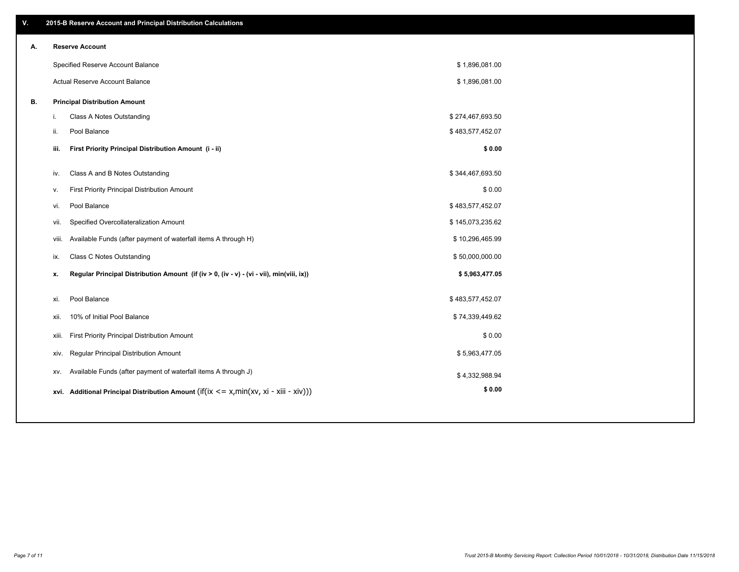## V. 2015-B Reserve Account and Principal Distribution Calculations

### A. Reserve Account

| | |
|---|---|
| Specified Reserve Account Balance | $ 1,896,081.00 |
| Actual Reserve Account Balance | $ 1,896,081.00 |

### B. Principal Distribution Amount

| | | |
|---|---|---|
| i. | Class A Notes Outstanding | $ 274,467,693.50 |
| ii. | Pool Balance | $ 483,577,452.07 |
| **iii.** | **First Priority Principal Distribution Amount (i - ii)** | **$ 0.00** |
| iv. | Class A and B Notes Outstanding | $ 344,467,693.50 |
| v. | First Priority Principal Distribution Amount | $ 0.00 |
| vi. | Pool Balance | $ 483,577,452.07 |
| vii. | Specified Overcollateralization Amount | $ 145,073,235.62 |
| viii. | Available Funds (after payment of waterfall items A through H) | $ 10,296,465.99 |
| ix. | Class C Notes Outstanding | $ 50,000,000.00 |
| **x.** | **Regular Principal Distribution Amount (if (iv > 0, (iv - v) - (vi - vii), min(viii, ix))** | **$ 5,963,477.05** |
| xi. | Pool Balance | $ 483,577,452.07 |
| xii. | 10% of Initial Pool Balance | $ 74,339,449.62 |
| xiii. | First Priority Principal Distribution Amount | $ 0.00 |
| xiv. | Regular Principal Distribution Amount | $ 5,963,477.05 |
| xv. | Available Funds (after payment of waterfall items A through J) | $ 4,332,988.94 |
| **xvi.** | **Additional Principal Distribution Amount** (if(ix <= x,min(xv, xi - xiii - xiv))) | **$ 0.00** |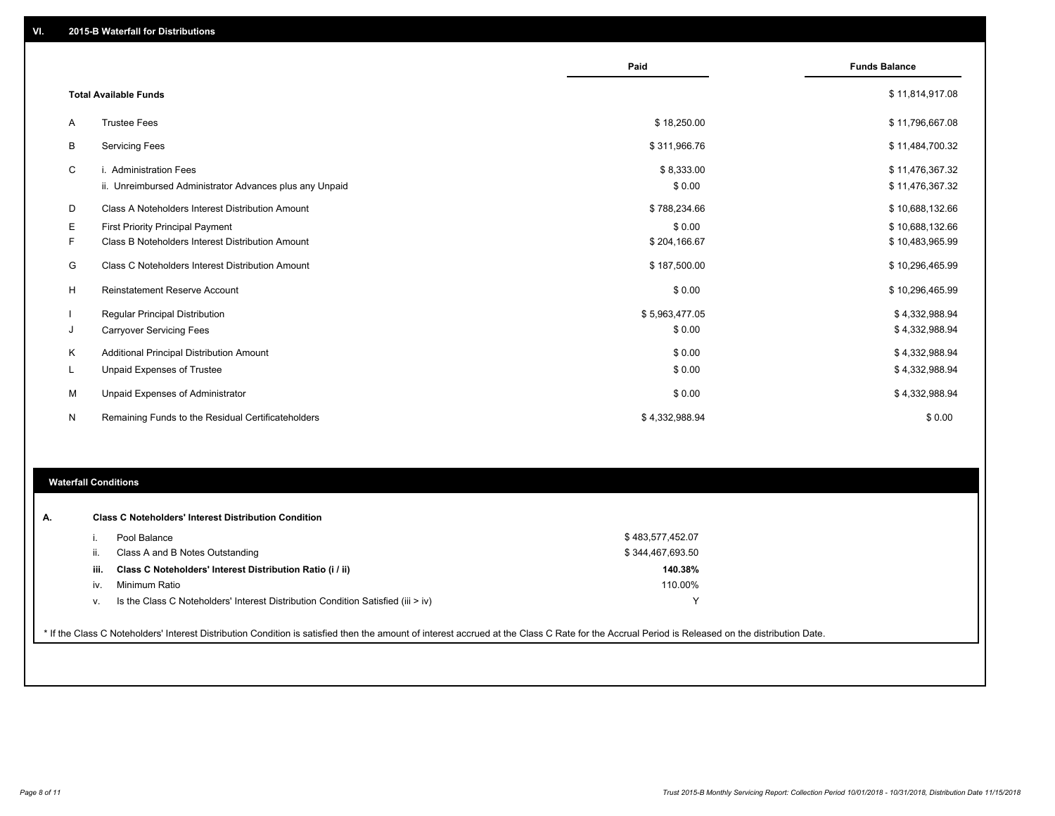## VI. 2015-B Waterfall for Distributions

| | | Paid | Funds Balance |
|---|---|---|---|
| | **Total Available Funds** | | $ 11,814,917.08 |
| A | Trustee Fees | $ 18,250.00 | $ 11,796,667.08 |
| B | Servicing Fees | $ 311,966.76 | $ 11,484,700.32 |
| C | i. Administration Fees | $ 8,333.00 | $ 11,476,367.32 |
| | ii. Unreimbursed Administrator Advances plus any Unpaid | $ 0.00 | $ 11,476,367.32 |
| D | Class A Noteholders Interest Distribution Amount | $ 788,234.66 | $ 10,688,132.66 |
| E | First Priority Principal Payment | $ 0.00 | $ 10,688,132.66 |
| F | Class B Noteholders Interest Distribution Amount | $ 204,166.67 | $ 10,483,965.99 |
| G | Class C Noteholders Interest Distribution Amount | $ 187,500.00 | $ 10,296,465.99 |
| H | Reinstatement Reserve Account | $ 0.00 | $ 10,296,465.99 |
| I | Regular Principal Distribution | $ 5,963,477.05 | $ 4,332,988.94 |
| J | Carryover Servicing Fees | $ 0.00 | $ 4,332,988.94 |
| K | Additional Principal Distribution Amount | $ 0.00 | $ 4,332,988.94 |
| L | Unpaid Expenses of Trustee | $ 0.00 | $ 4,332,988.94 |
| M | Unpaid Expenses of Administrator | $ 0.00 | $ 4,332,988.94 |
| N | Remaining Funds to the Residual Certificateholders | $ 4,332,988.94 | $ 0.00 |

### Waterfall Conditions

**A. Class C Noteholders' Interest Distribution Condition**

| | | |
|---|---|---|
| i. | Pool Balance | $ 483,577,452.07 |
| ii. | Class A and B Notes Outstanding | $ 344,467,693.50 |
| **iii.** | **Class C Noteholders' Interest Distribution Ratio (i / ii)** | **140.38%** |
| iv. | Minimum Ratio | 110.00% |
| v. | Is the Class C Noteholders' Interest Distribution Condition Satisfied (iii > iv) | Y |

* If the Class C Noteholders' Interest Distribution Condition is satisfied then the amount of interest accrued at the Class C Rate for the Accrual Period is Released on the distribution Date.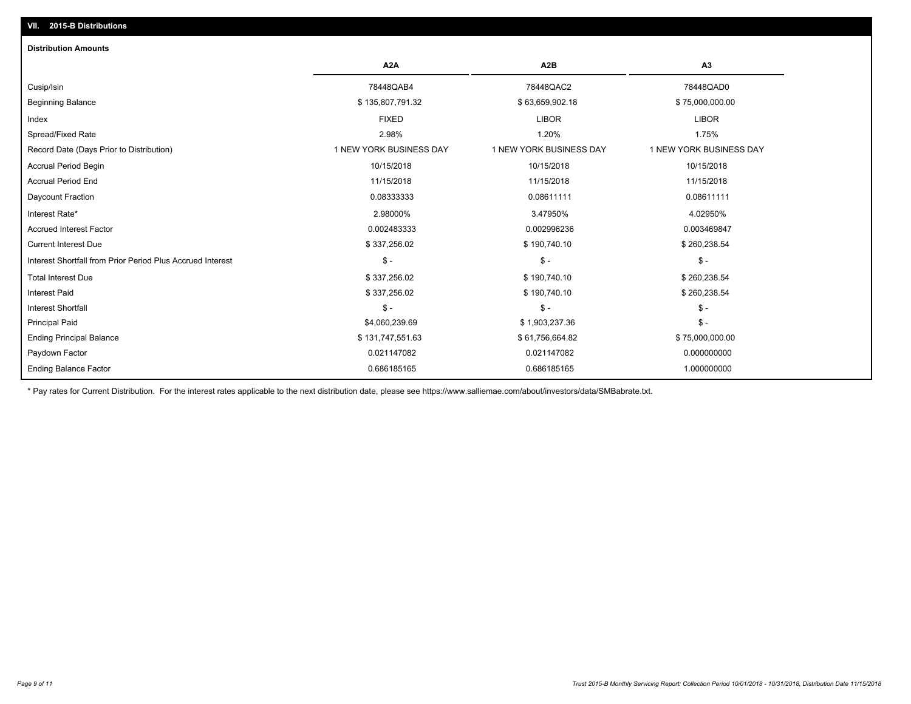## VII. 2015-B Distributions

### Distribution Amounts

| | A2A | A2B | A3 |
|---|---|---|---|
| Cusip/Isin | 78448QAB4 | 78448QAC2 | 78448QAD0 |
| Beginning Balance | $ 135,807,791.32 | $ 63,659,902.18 | $ 75,000,000.00 |
| Index | FIXED | LIBOR | LIBOR |
| Spread/Fixed Rate | 2.98% | 1.20% | 1.75% |
| Record Date (Days Prior to Distribution) | 1 NEW YORK BUSINESS DAY | 1 NEW YORK BUSINESS DAY | 1 NEW YORK BUSINESS DAY |
| Accrual Period Begin | 10/15/2018 | 10/15/2018 | 10/15/2018 |
| Accrual Period End | 11/15/2018 | 11/15/2018 | 11/15/2018 |
| Daycount Fraction | 0.08333333 | 0.08611111 | 0.08611111 |
| Interest Rate* | 2.98000% | 3.47950% | 4.02950% |
| Accrued Interest Factor | 0.002483333 | 0.002996236 | 0.003469847 |
| Current Interest Due | $ 337,256.02 | $ 190,740.10 | $ 260,238.54 |
| Interest Shortfall from Prior Period Plus Accrued Interest | $ - | $ - | $ - |
| Total Interest Due | $ 337,256.02 | $ 190,740.10 | $ 260,238.54 |
| Interest Paid | $ 337,256.02 | $ 190,740.10 | $ 260,238.54 |
| Interest Shortfall | $ - | $ - | $ - |
| Principal Paid | $4,060,239.69 | $ 1,903,237.36 | $ - |
| Ending Principal Balance | $ 131,747,551.63 | $ 61,756,664.82 | $ 75,000,000.00 |
| Paydown Factor | 0.021147082 | 0.021147082 | 0.000000000 |
| Ending Balance Factor | 0.686185165 | 0.686185165 | 1.000000000 |

* Pay rates for Current Distribution. For the interest rates applicable to the next distribution date, please see https://www.salliemae.com/about/investors/data/SMBabrate.txt.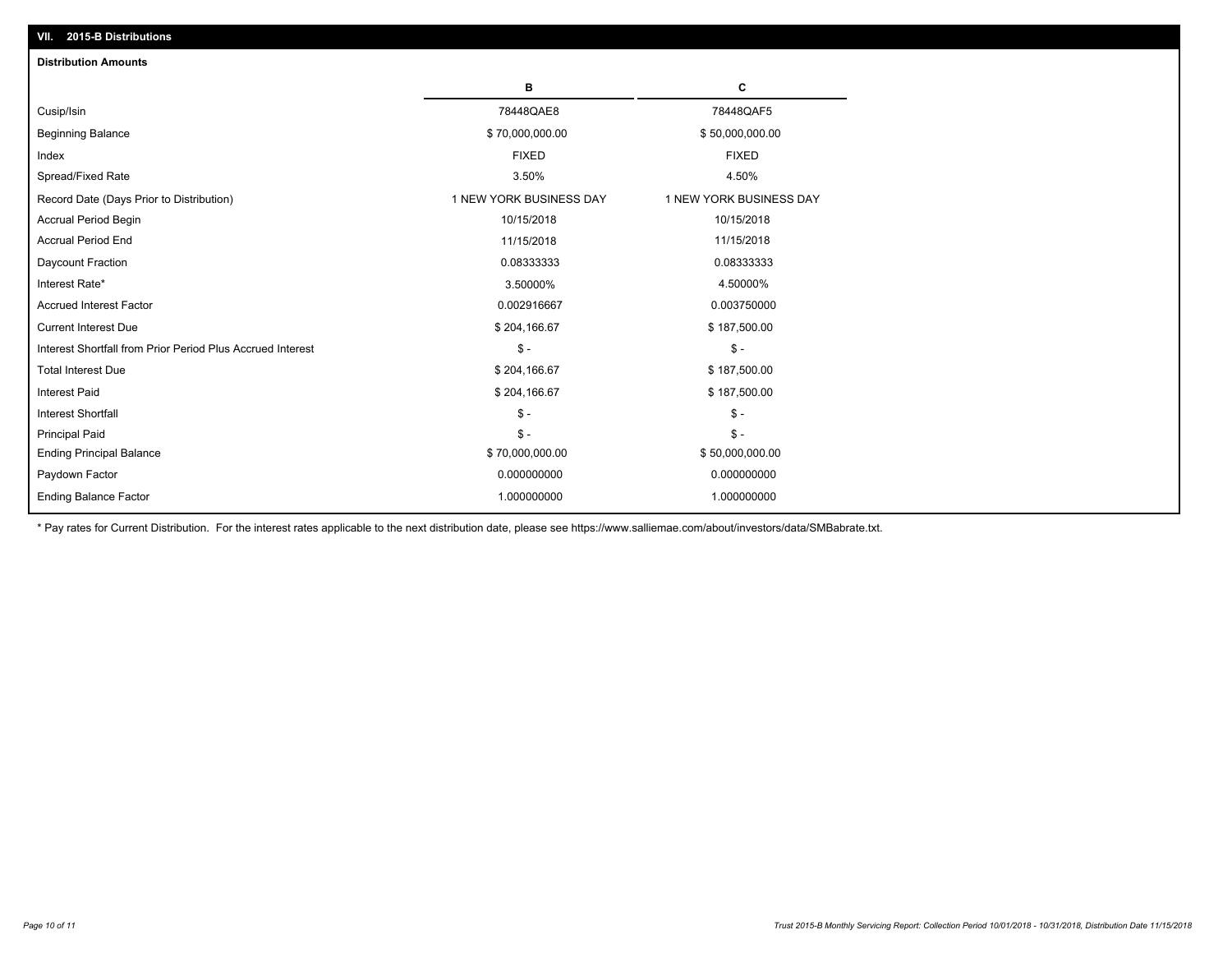## VII. 2015-B Distributions

### Distribution Amounts

| | B | C |
|---|---|---|
| Cusip/Isin | 78448QAE8 | 78448QAF5 |
| Beginning Balance | $ 70,000,000.00 | $ 50,000,000.00 |
| Index | FIXED | FIXED |
| Spread/Fixed Rate | 3.50% | 4.50% |
| Record Date (Days Prior to Distribution) | 1 NEW YORK BUSINESS DAY | 1 NEW YORK BUSINESS DAY |
| Accrual Period Begin | 10/15/2018 | 10/15/2018 |
| Accrual Period End | 11/15/2018 | 11/15/2018 |
| Daycount Fraction | 0.08333333 | 0.08333333 |
| Interest Rate* | 3.50000% | 4.50000% |
| Accrued Interest Factor | 0.002916667 | 0.003750000 |
| Current Interest Due | $ 204,166.67 | $ 187,500.00 |
| Interest Shortfall from Prior Period Plus Accrued Interest | $ - | $ - |
| Total Interest Due | $ 204,166.67 | $ 187,500.00 |
| Interest Paid | $ 204,166.67 | $ 187,500.00 |
| Interest Shortfall | $ - | $ - |
| Principal Paid | $ - | $ - |
| Ending Principal Balance | $ 70,000,000.00 | $ 50,000,000.00 |
| Paydown Factor | 0.000000000 | 0.000000000 |
| Ending Balance Factor | 1.000000000 | 1.000000000 |

* Pay rates for Current Distribution. For the interest rates applicable to the next distribution date, please see https://www.salliemae.com/about/investors/data/SMBabrate.txt.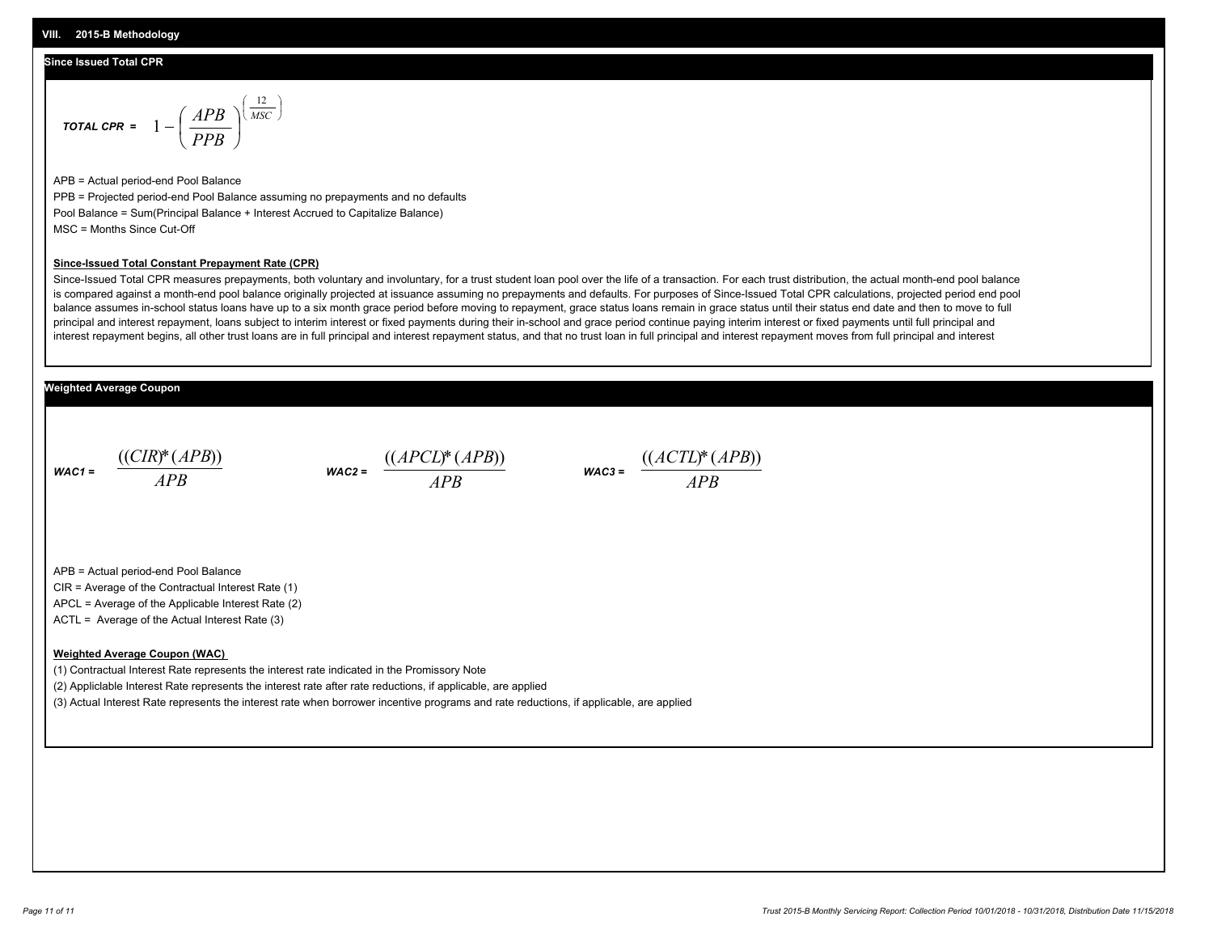## VIII. 2015-B Methodology

### Since Issued Total CPR

$$TOTAL\ CPR = 1 - \left(\frac{APB}{PPB}\right)^{\left(\frac{12}{MSC}\right)}$$

APB = Actual period-end Pool Balance

PPB = Projected period-end Pool Balance assuming no prepayments and no defaults

Pool Balance = Sum(Principal Balance + Interest Accrued to Capitalize Balance)

MSC = Months Since Cut-Off

**Since-Issued Total Constant Prepayment Rate (CPR)**

Since-Issued Total CPR measures prepayments, both voluntary and involuntary, for a trust student loan pool over the life of a transaction. For each trust distribution, the actual month-end pool balance is compared against a month-end pool balance originally projected at issuance assuming no prepayments and defaults. For purposes of Since-Issued Total CPR calculations, projected period end pool balance assumes in-school status loans have up to a six month grace period before moving to repayment, grace status loans remain in grace status until their status end date and then to move to full principal and interest repayment, loans subject to interim interest or fixed payments during their in-school and grace period continue paying interim interest or fixed payments until full principal and interest repayment begins, all other trust loans are in full principal and interest repayment status, and that no trust loan in full principal and interest repayment moves from full principal and interest

### Weighted Average Coupon

$$WAC1 = \frac{((CIR)*(APB))}{APB} \qquad WAC2 = \frac{((APCL)*(APB))}{APB} \qquad WAC3 = \frac{((ACTL)*(APB))}{APB}$$

APB = Actual period-end Pool Balance

CIR = Average of the Contractual Interest Rate (1)

APCL = Average of the Applicable Interest Rate (2)

ACTL = Average of the Actual Interest Rate (3)

**Weighted Average Coupon (WAC)**

(1) Contractual Interest Rate represents the interest rate indicated in the Promissory Note

(2) Appliclable Interest Rate represents the interest rate after rate reductions, if applicable, are applied

(3) Actual Interest Rate represents the interest rate when borrower incentive programs and rate reductions, if applicable, are applied